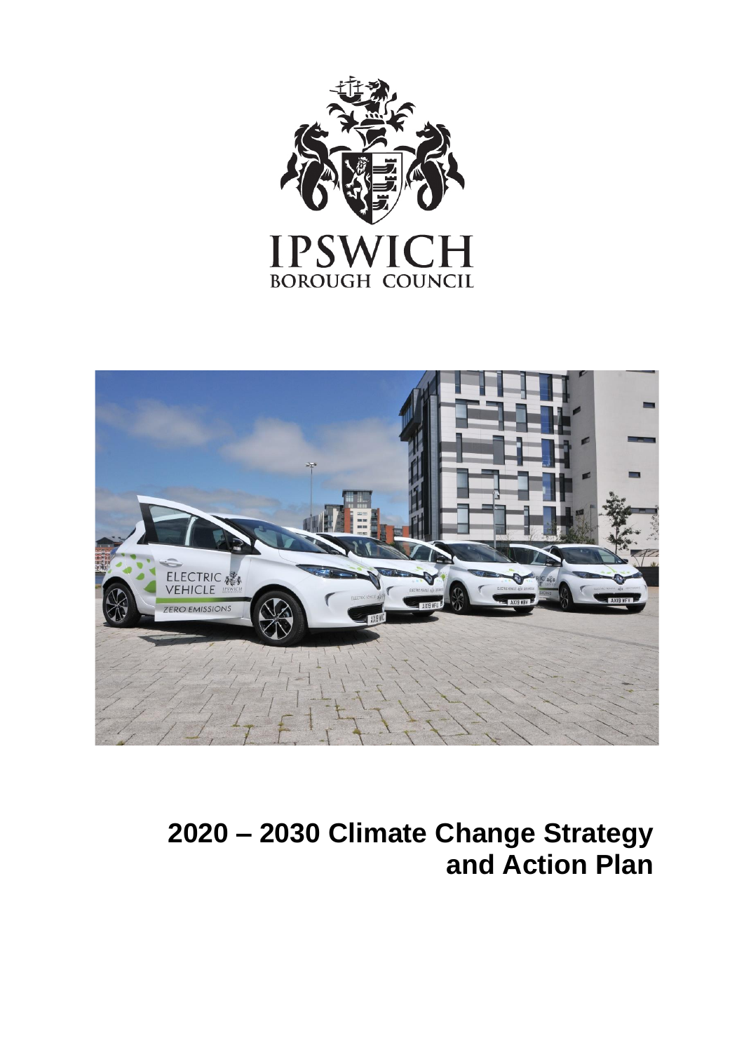IPSWICH
BOROUGH COUNCIL

# 2020 – 2030 Climate Change Strategy and Action Plan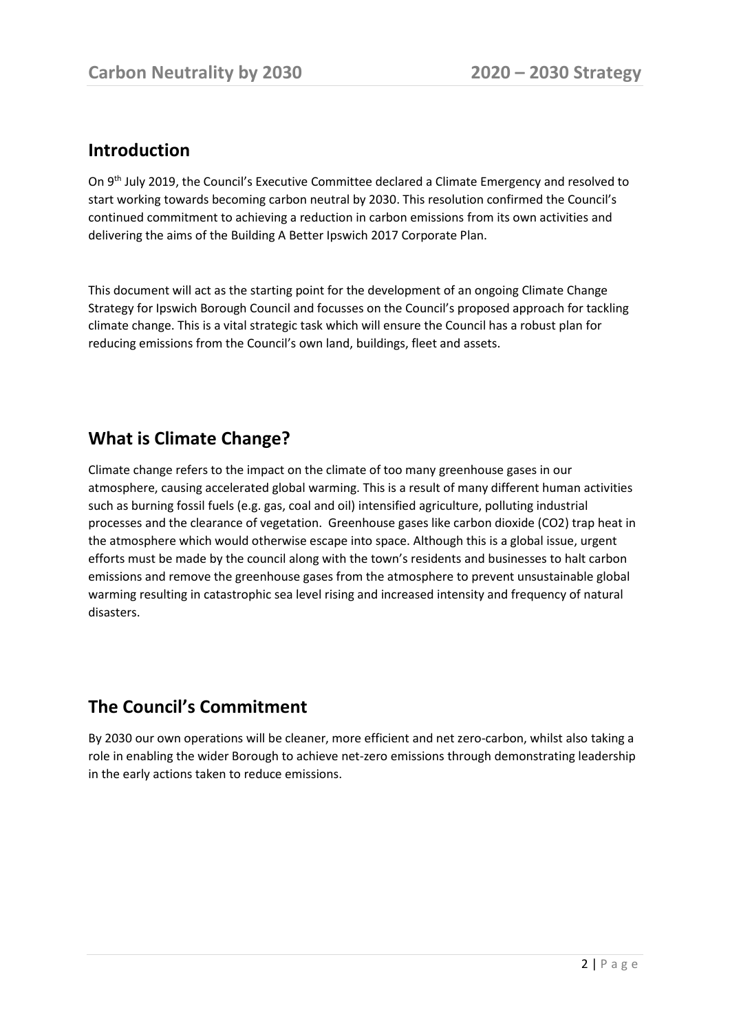## Introduction

On 9th July 2019, the Council's Executive Committee declared a Climate Emergency and resolved to start working towards becoming carbon neutral by 2030. This resolution confirmed the Council's continued commitment to achieving a reduction in carbon emissions from its own activities and delivering the aims of the Building A Better Ipswich 2017 Corporate Plan.

This document will act as the starting point for the development of an ongoing Climate Change Strategy for Ipswich Borough Council and focusses on the Council's proposed approach for tackling climate change. This is a vital strategic task which will ensure the Council has a robust plan for reducing emissions from the Council's own land, buildings, fleet and assets.

## What is Climate Change?

Climate change refers to the impact on the climate of too many greenhouse gases in our atmosphere, causing accelerated global warming. This is a result of many different human activities such as burning fossil fuels (e.g. gas, coal and oil) intensified agriculture, polluting industrial processes and the clearance of vegetation. Greenhouse gases like carbon dioxide ($CO_2$) trap heat in the atmosphere which would otherwise escape into space. Although this is a global issue, urgent efforts must be made by the council along with the town's residents and businesses to halt carbon emissions and remove the greenhouse gases from the atmosphere to prevent unsustainable global warming resulting in catastrophic sea level rising and increased intensity and frequency of natural disasters.

## The Council's Commitment

By 2030 our own operations will be cleaner, more efficient and net zero-carbon, whilst also taking a role in enabling the wider Borough to achieve net-zero emissions through demonstrating leadership in the early actions taken to reduce emissions.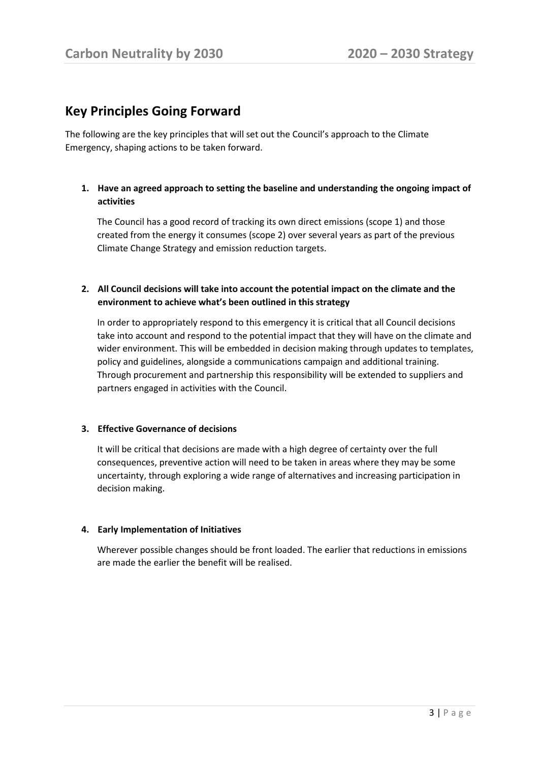## Key Principles Going Forward

The following are the key principles that will set out the Council's approach to the Climate Emergency, shaping actions to be taken forward.

1. **Have an agreed approach to setting the baseline and understanding the ongoing impact of activities**

   The Council has a good record of tracking its own direct emissions (scope 1) and those created from the energy it consumes (scope 2) over several years as part of the previous Climate Change Strategy and emission reduction targets.

2. **All Council decisions will take into account the potential impact on the climate and the environment to achieve what's been outlined in this strategy**

   In order to appropriately respond to this emergency it is critical that all Council decisions take into account and respond to the potential impact that they will have on the climate and wider environment. This will be embedded in decision making through updates to templates, policy and guidelines, alongside a communications campaign and additional training. Through procurement and partnership this responsibility will be extended to suppliers and partners engaged in activities with the Council.

3. **Effective Governance of decisions**

   It will be critical that decisions are made with a high degree of certainty over the full consequences, preventive action will need to be taken in areas where they may be some uncertainty, through exploring a wide range of alternatives and increasing participation in decision making.

4. **Early Implementation of Initiatives**

   Wherever possible changes should be front loaded. The earlier that reductions in emissions are made the earlier the benefit will be realised.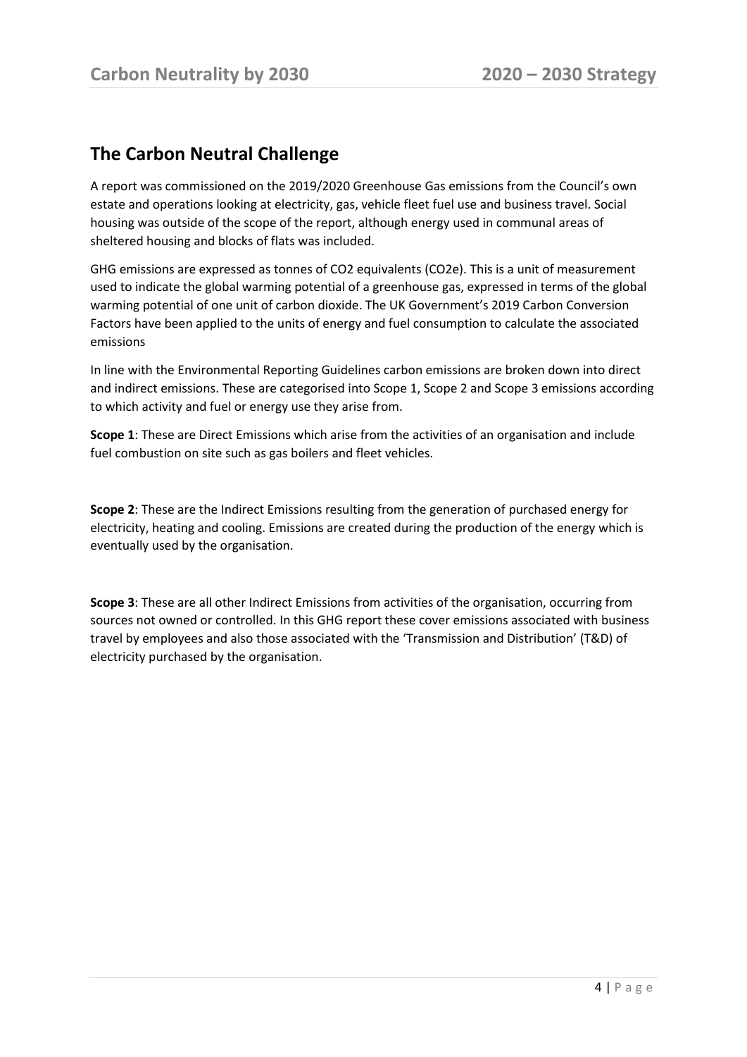## The Carbon Neutral Challenge

A report was commissioned on the 2019/2020 Greenhouse Gas emissions from the Council's own estate and operations looking at electricity, gas, vehicle fleet fuel use and business travel. Social housing was outside of the scope of the report, although energy used in communal areas of sheltered housing and blocks of flats was included.

GHG emissions are expressed as tonnes of $CO_2$ equivalents ($CO_2e$). This is a unit of measurement used to indicate the global warming potential of a greenhouse gas, expressed in terms of the global warming potential of one unit of carbon dioxide. The UK Government's 2019 Carbon Conversion Factors have been applied to the units of energy and fuel consumption to calculate the associated emissions

In line with the Environmental Reporting Guidelines carbon emissions are broken down into direct and indirect emissions. These are categorised into Scope 1, Scope 2 and Scope 3 emissions according to which activity and fuel or energy use they arise from.

**Scope 1**: These are Direct Emissions which arise from the activities of an organisation and include fuel combustion on site such as gas boilers and fleet vehicles.

**Scope 2**: These are the Indirect Emissions resulting from the generation of purchased energy for electricity, heating and cooling. Emissions are created during the production of the energy which is eventually used by the organisation.

**Scope 3**: These are all other Indirect Emissions from activities of the organisation, occurring from sources not owned or controlled. In this GHG report these cover emissions associated with business travel by employees and also those associated with the 'Transmission and Distribution' (T&D) of electricity purchased by the organisation.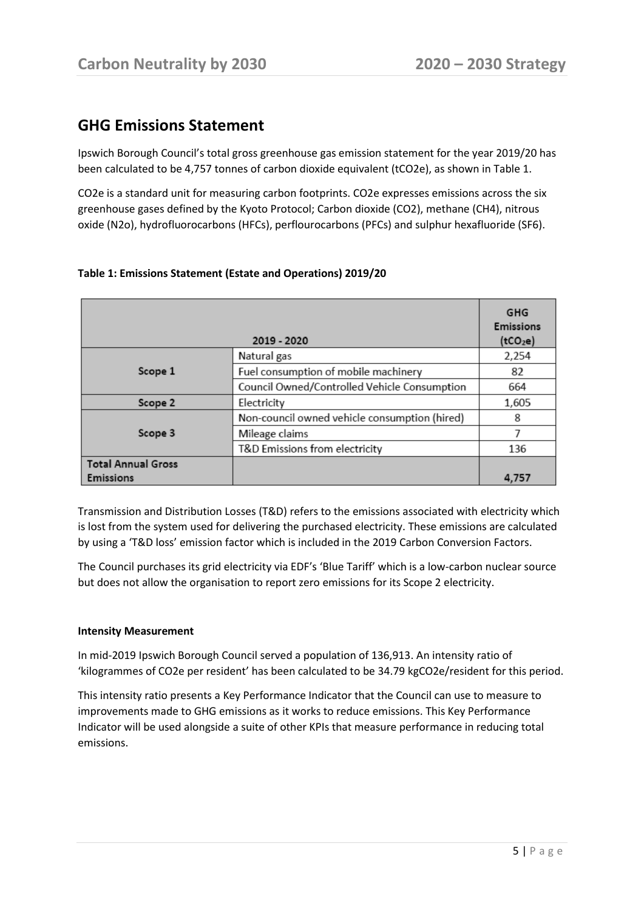## GHG Emissions Statement

Ipswich Borough Council's total gross greenhouse gas emission statement for the year 2019/20 has been calculated to be 4,757 tonnes of carbon dioxide equivalent (tCO2e), as shown in Table 1.

CO2e is a standard unit for measuring carbon footprints. CO2e expresses emissions across the six greenhouse gases defined by the Kyoto Protocol; Carbon dioxide (CO2), methane (CH4), nitrous oxide (N2o), hydrofluorocarbons (HFCs), perflourocarbons (PFCs) and sulphur hexafluoride (SF6).

**Table 1: Emissions Statement (Estate and Operations) 2019/20**

| 2019 - 2020 | | GHG Emissions ($tCO_2e$) |
|---|---|---|
| Scope 1 | Natural gas | 2,254 |
| | Fuel consumption of mobile machinery | 82 |
| | Council Owned/Controlled Vehicle Consumption | 664 |
| Scope 2 | Electricity | 1,605 |
| Scope 3 | Non-council owned vehicle consumption (hired) | 8 |
| | Mileage claims | 7 |
| | T&D Emissions from electricity | 136 |
| **Total Annual Gross Emissions** | | **4,757** |

Transmission and Distribution Losses (T&D) refers to the emissions associated with electricity which is lost from the system used for delivering the purchased electricity. These emissions are calculated by using a 'T&D loss' emission factor which is included in the 2019 Carbon Conversion Factors.

The Council purchases its grid electricity via EDF's 'Blue Tariff' which is a low-carbon nuclear source but does not allow the organisation to report zero emissions for its Scope 2 electricity.

**Intensity Measurement**

In mid-2019 Ipswich Borough Council served a population of 136,913. An intensity ratio of 'kilogrammes of CO2e per resident' has been calculated to be 34.79 kgCO2e/resident for this period.

This intensity ratio presents a Key Performance Indicator that the Council can use to measure to improvements made to GHG emissions as it works to reduce emissions. This Key Performance Indicator will be used alongside a suite of other KPIs that measure performance in reducing total emissions.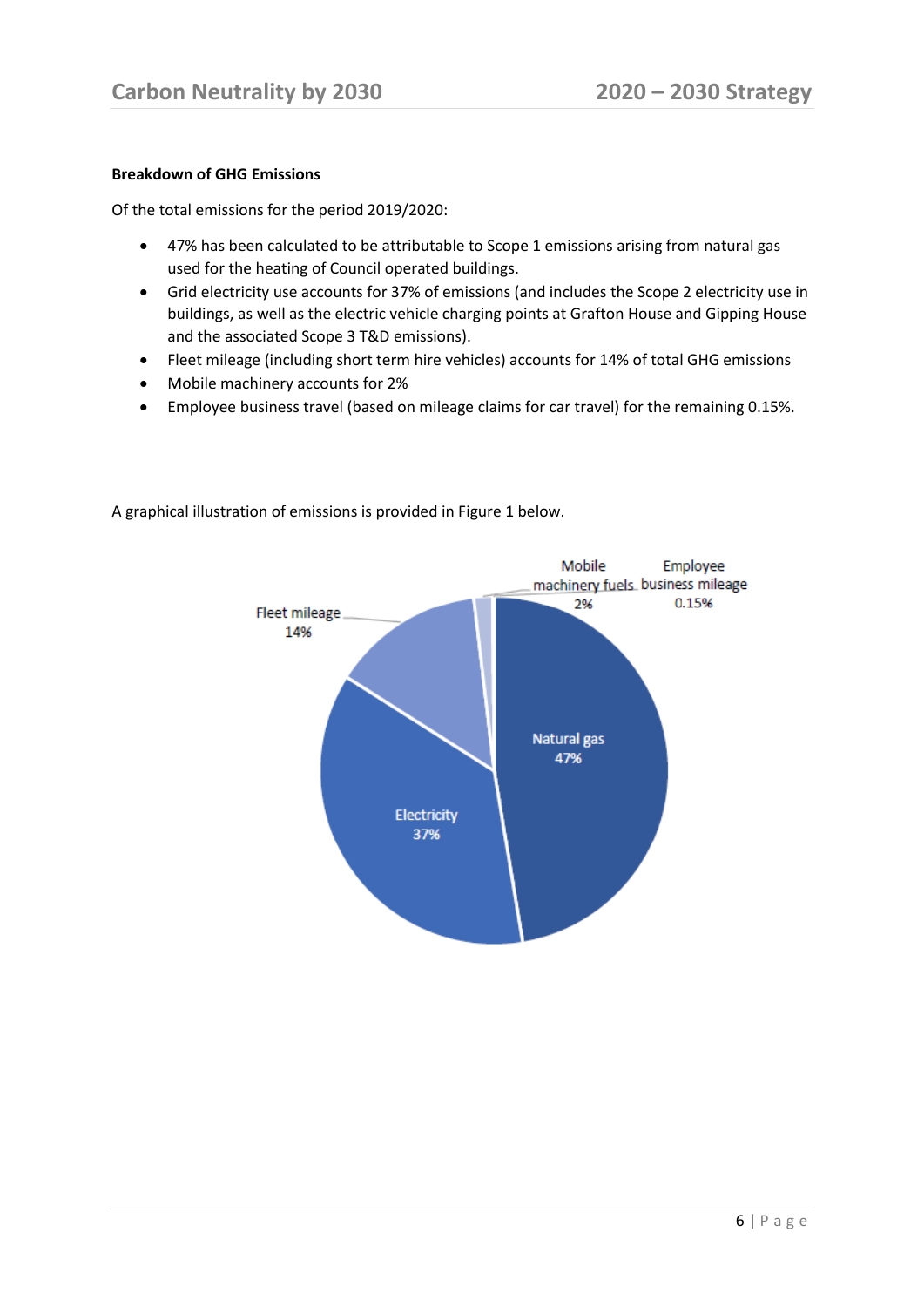**Breakdown of GHG Emissions**

Of the total emissions for the period 2019/2020:

- 47% has been calculated to be attributable to Scope 1 emissions arising from natural gas used for the heating of Council operated buildings.
- Grid electricity use accounts for 37% of emissions (and includes the Scope 2 electricity use in buildings, as well as the electric vehicle charging points at Grafton House and Gipping House and the associated Scope 3 T&D emissions).
- Fleet mileage (including short term hire vehicles) accounts for 14% of total GHG emissions
- Mobile machinery accounts for 2%
- Employee business travel (based on mileage claims for car travel) for the remaining 0.15%.

A graphical illustration of emissions is provided in Figure 1 below.

Natural gas 47%
Electricity 37%
Fleet mileage 14%
Mobile machinery fuels 2%
Employee business mileage 0.15%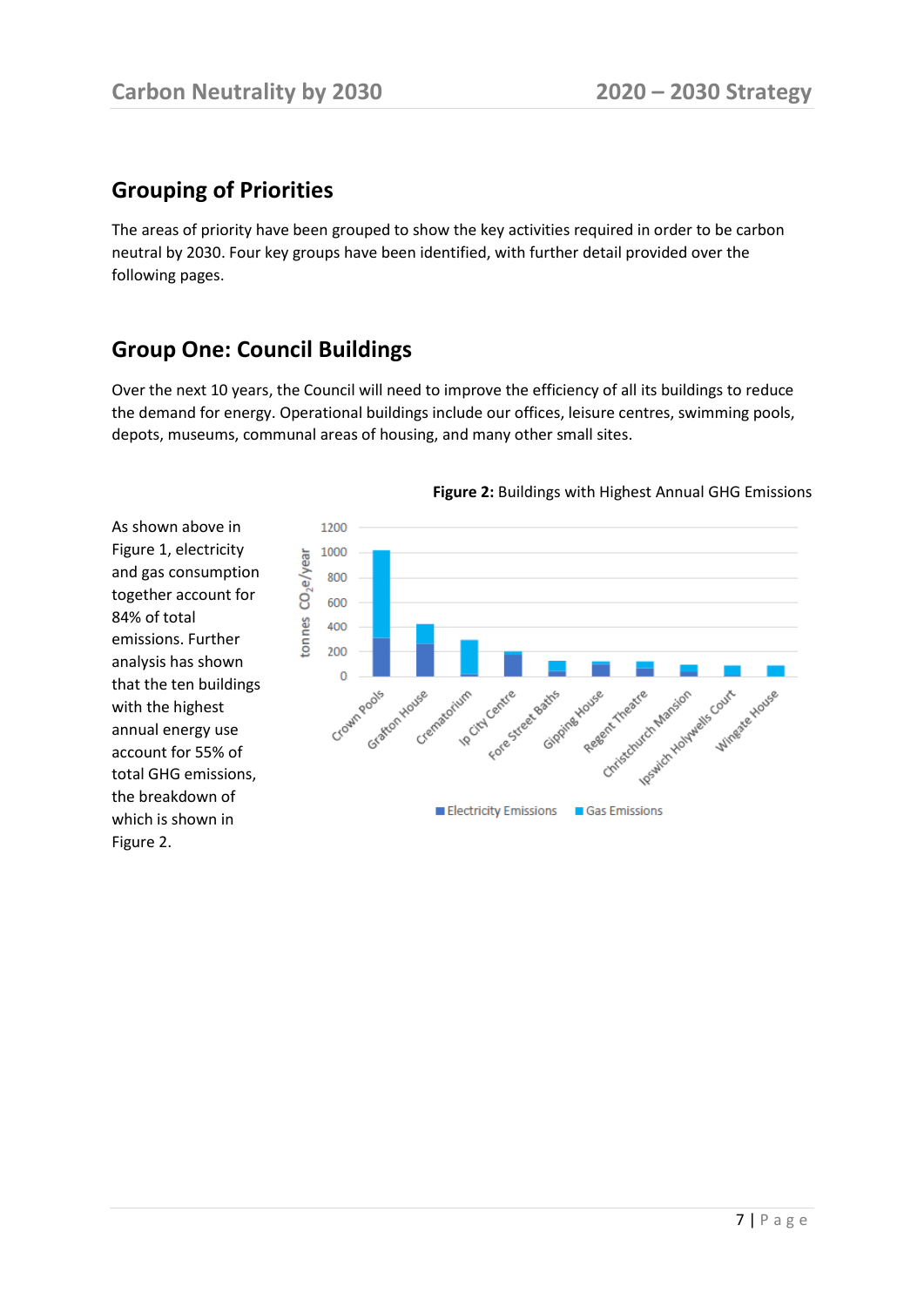## Grouping of Priorities

The areas of priority have been grouped to show the key activities required in order to be carbon neutral by 2030. Four key groups have been identified, with further detail provided over the following pages.

## Group One: Council Buildings

Over the next 10 years, the Council will need to improve the efficiency of all its buildings to reduce the demand for energy. Operational buildings include our offices, leisure centres, swimming pools, depots, museums, communal areas of housing, and many other small sites.

As shown above in Figure 1, electricity and gas consumption together account for 84% of total emissions. Further analysis has shown that the ten buildings with the highest annual energy use account for 55% of total GHG emissions, the breakdown of which is shown in Figure 2.

**Figure 2:** Buildings with Highest Annual GHG Emissions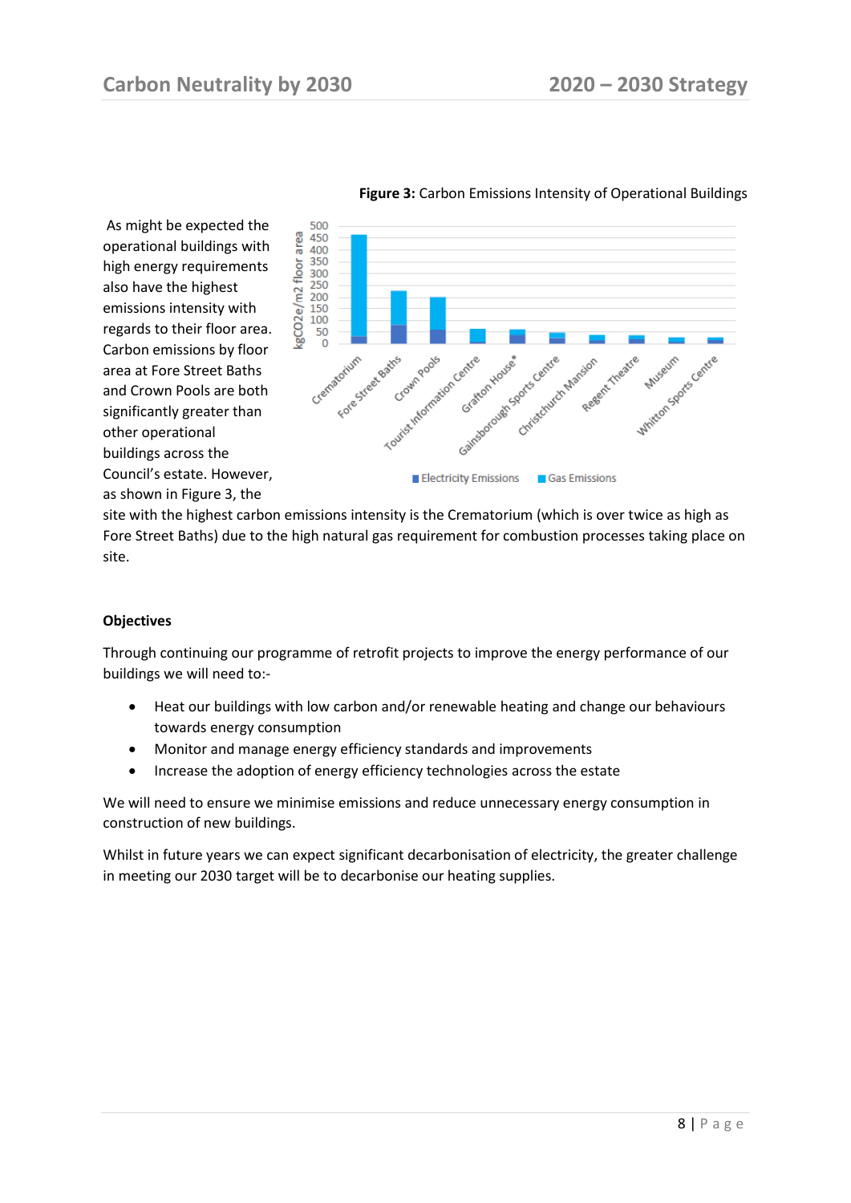**Figure 3:** Carbon Emissions Intensity of Operational Buildings

As might be expected the operational buildings with high energy requirements also have the highest emissions intensity with regards to their floor area. Carbon emissions by floor area at Fore Street Baths and Crown Pools are both significantly greater than other operational buildings across the Council's estate. However, as shown in Figure 3, the site with the highest carbon emissions intensity is the Crematorium (which is over twice as high as Fore Street Baths) due to the high natural gas requirement for combustion processes taking place on site.

**Objectives**

Through continuing our programme of retrofit projects to improve the energy performance of our buildings we will need to:-

- Heat our buildings with low carbon and/or renewable heating and change our behaviours towards energy consumption
- Monitor and manage energy efficiency standards and improvements
- Increase the adoption of energy efficiency technologies across the estate

We will need to ensure we minimise emissions and reduce unnecessary energy consumption in construction of new buildings.

Whilst in future years we can expect significant decarbonisation of electricity, the greater challenge in meeting our 2030 target will be to decarbonise our heating supplies.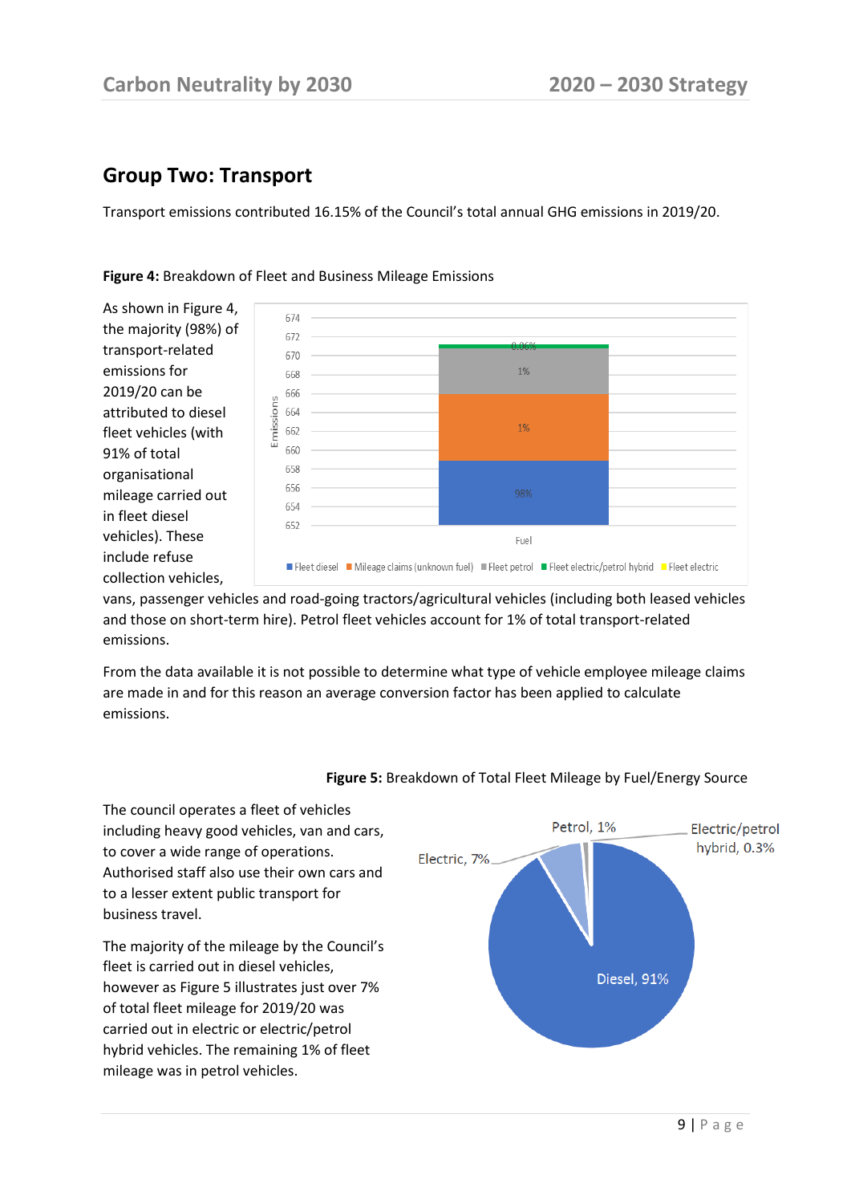## Group Two: Transport

Transport emissions contributed 16.15% of the Council's total annual GHG emissions in 2019/20.

**Figure 4:** Breakdown of Fleet and Business Mileage Emissions

As shown in Figure 4, the majority (98%) of transport-related emissions for 2019/20 can be attributed to diesel fleet vehicles (with 91% of total organisational mileage carried out in fleet diesel vehicles). These include refuse collection vehicles, vans, passenger vehicles and road-going tractors/agricultural vehicles (including both leased vehicles and those on short-term hire). Petrol fleet vehicles account for 1% of total transport-related emissions.

From the data available it is not possible to determine what type of vehicle employee mileage claims are made in and for this reason an average conversion factor has been applied to calculate emissions.

**Figure 5:** Breakdown of Total Fleet Mileage by Fuel/Energy Source

The council operates a fleet of vehicles including heavy good vehicles, van and cars, to cover a wide range of operations. Authorised staff also use their own cars and to a lesser extent public transport for business travel.

The majority of the mileage by the Council's fleet is carried out in diesel vehicles, however as Figure 5 illustrates just over 7% of total fleet mileage for 2019/20 was carried out in electric or electric/petrol hybrid vehicles. The remaining 1% of fleet mileage was in petrol vehicles.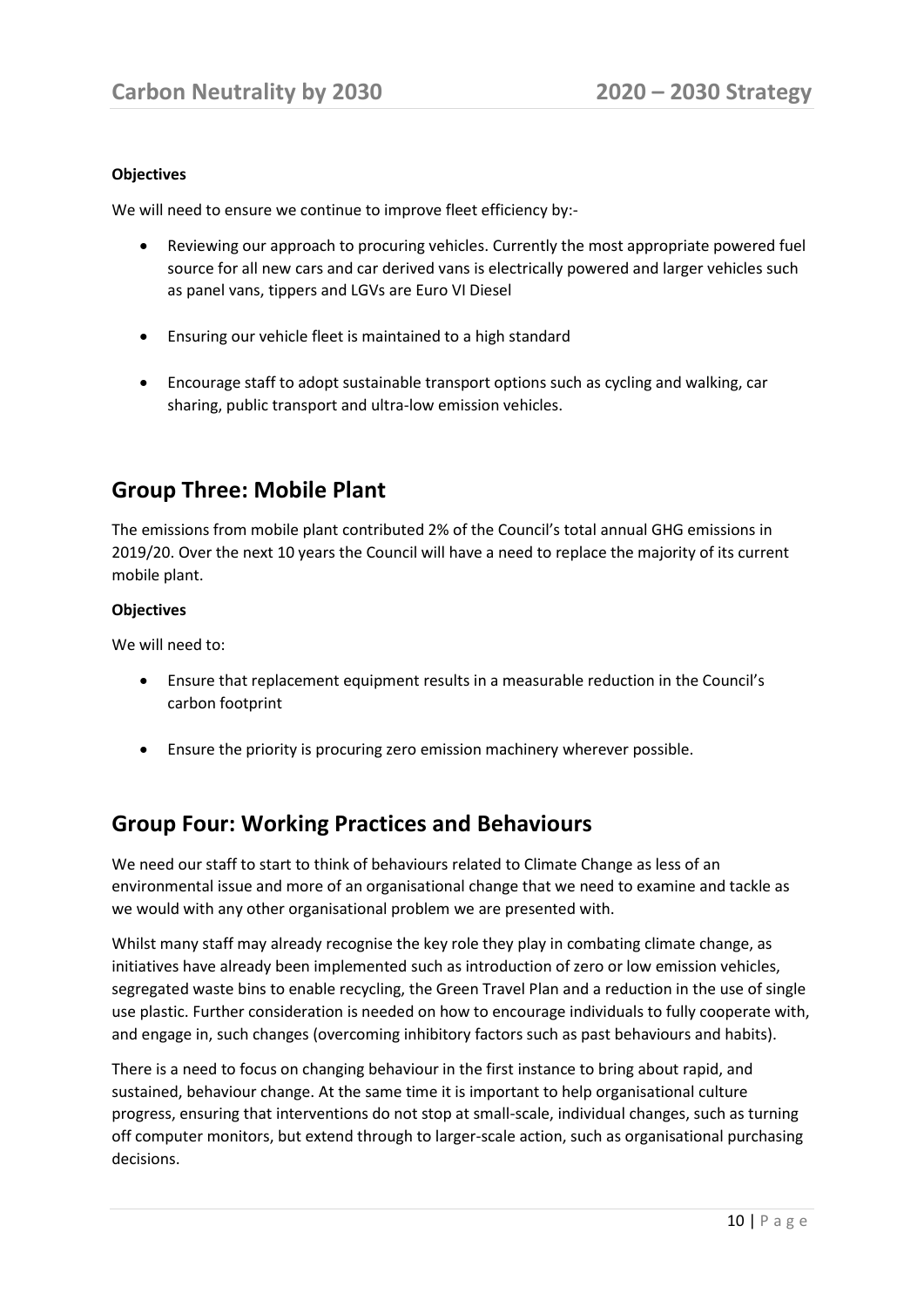**Objectives**

We will need to ensure we continue to improve fleet efficiency by:-

- Reviewing our approach to procuring vehicles. Currently the most appropriate powered fuel source for all new cars and car derived vans is electrically powered and larger vehicles such as panel vans, tippers and LGVs are Euro VI Diesel
- Ensuring our vehicle fleet is maintained to a high standard
- Encourage staff to adopt sustainable transport options such as cycling and walking, car sharing, public transport and ultra-low emission vehicles.

## Group Three: Mobile Plant

The emissions from mobile plant contributed 2% of the Council's total annual GHG emissions in 2019/20. Over the next 10 years the Council will have a need to replace the majority of its current mobile plant.

**Objectives**

We will need to:

- Ensure that replacement equipment results in a measurable reduction in the Council's carbon footprint
- Ensure the priority is procuring zero emission machinery wherever possible.

## Group Four: Working Practices and Behaviours

We need our staff to start to think of behaviours related to Climate Change as less of an environmental issue and more of an organisational change that we need to examine and tackle as we would with any other organisational problem we are presented with.

Whilst many staff may already recognise the key role they play in combating climate change, as initiatives have already been implemented such as introduction of zero or low emission vehicles, segregated waste bins to enable recycling, the Green Travel Plan and a reduction in the use of single use plastic. Further consideration is needed on how to encourage individuals to fully cooperate with, and engage in, such changes (overcoming inhibitory factors such as past behaviours and habits).

There is a need to focus on changing behaviour in the first instance to bring about rapid, and sustained, behaviour change. At the same time it is important to help organisational culture progress, ensuring that interventions do not stop at small-scale, individual changes, such as turning off computer monitors, but extend through to larger-scale action, such as organisational purchasing decisions.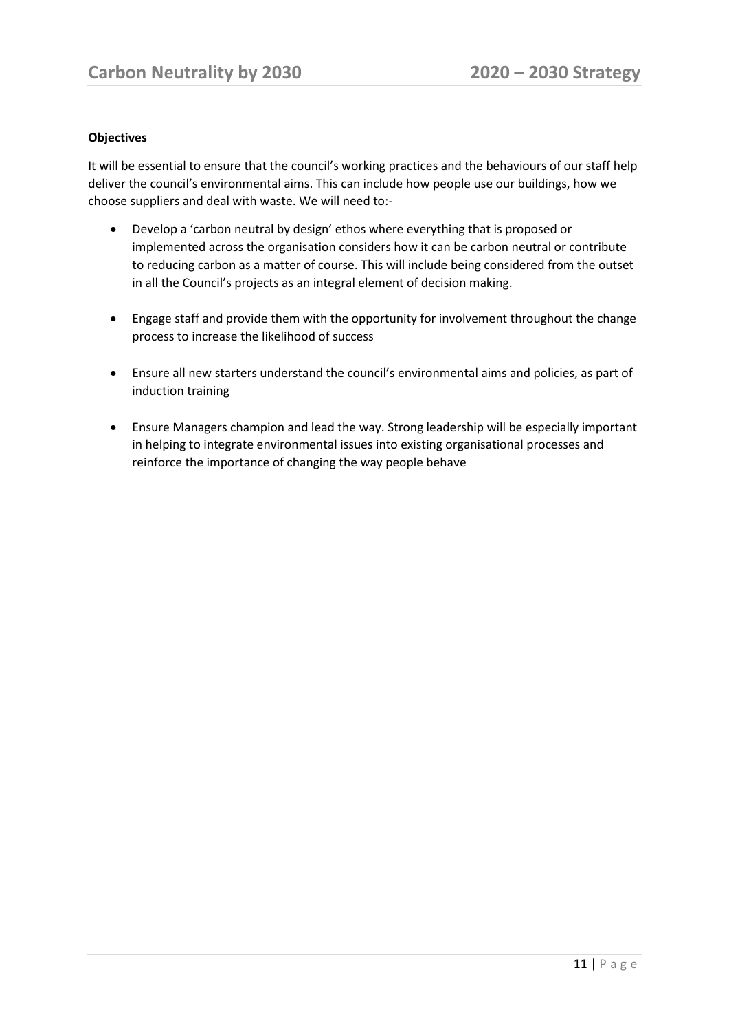**Objectives**

It will be essential to ensure that the council's working practices and the behaviours of our staff help deliver the council's environmental aims. This can include how people use our buildings, how we choose suppliers and deal with waste. We will need to:-

- Develop a 'carbon neutral by design' ethos where everything that is proposed or implemented across the organisation considers how it can be carbon neutral or contribute to reducing carbon as a matter of course. This will include being considered from the outset in all the Council's projects as an integral element of decision making.

- Engage staff and provide them with the opportunity for involvement throughout the change process to increase the likelihood of success

- Ensure all new starters understand the council's environmental aims and policies, as part of induction training

- Ensure Managers champion and lead the way. Strong leadership will be especially important in helping to integrate environmental issues into existing organisational processes and reinforce the importance of changing the way people behave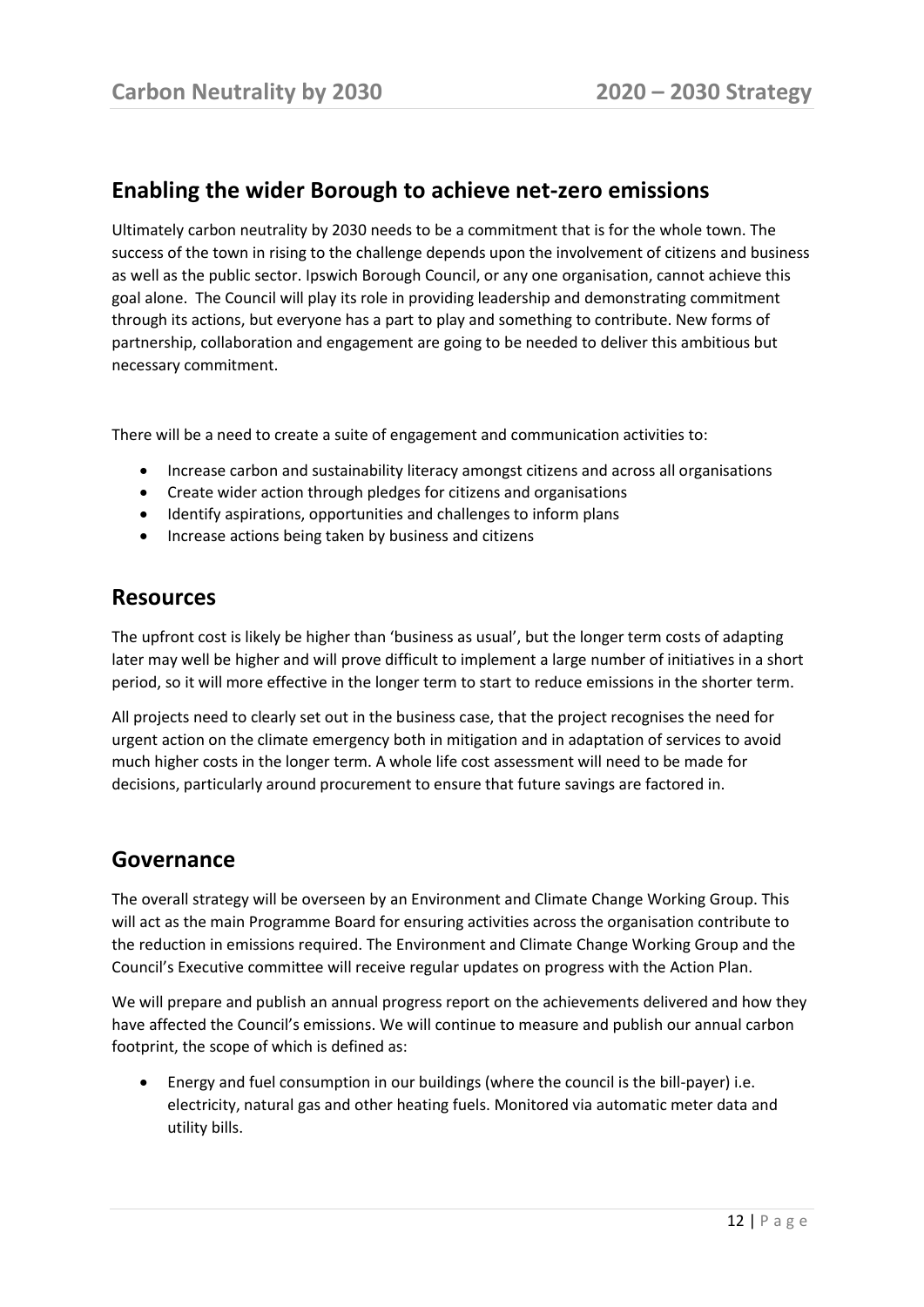## Enabling the wider Borough to achieve net-zero emissions

Ultimately carbon neutrality by 2030 needs to be a commitment that is for the whole town. The success of the town in rising to the challenge depends upon the involvement of citizens and business as well as the public sector. Ipswich Borough Council, or any one organisation, cannot achieve this goal alone. The Council will play its role in providing leadership and demonstrating commitment through its actions, but everyone has a part to play and something to contribute. New forms of partnership, collaboration and engagement are going to be needed to deliver this ambitious but necessary commitment.

There will be a need to create a suite of engagement and communication activities to:

- Increase carbon and sustainability literacy amongst citizens and across all organisations
- Create wider action through pledges for citizens and organisations
- Identify aspirations, opportunities and challenges to inform plans
- Increase actions being taken by business and citizens

## Resources

The upfront cost is likely be higher than 'business as usual', but the longer term costs of adapting later may well be higher and will prove difficult to implement a large number of initiatives in a short period, so it will more effective in the longer term to start to reduce emissions in the shorter term.

All projects need to clearly set out in the business case, that the project recognises the need for urgent action on the climate emergency both in mitigation and in adaptation of services to avoid much higher costs in the longer term. A whole life cost assessment will need to be made for decisions, particularly around procurement to ensure that future savings are factored in.

## Governance

The overall strategy will be overseen by an Environment and Climate Change Working Group. This will act as the main Programme Board for ensuring activities across the organisation contribute to the reduction in emissions required. The Environment and Climate Change Working Group and the Council's Executive committee will receive regular updates on progress with the Action Plan.

We will prepare and publish an annual progress report on the achievements delivered and how they have affected the Council's emissions. We will continue to measure and publish our annual carbon footprint, the scope of which is defined as:

- Energy and fuel consumption in our buildings (where the council is the bill-payer) i.e. electricity, natural gas and other heating fuels. Monitored via automatic meter data and utility bills.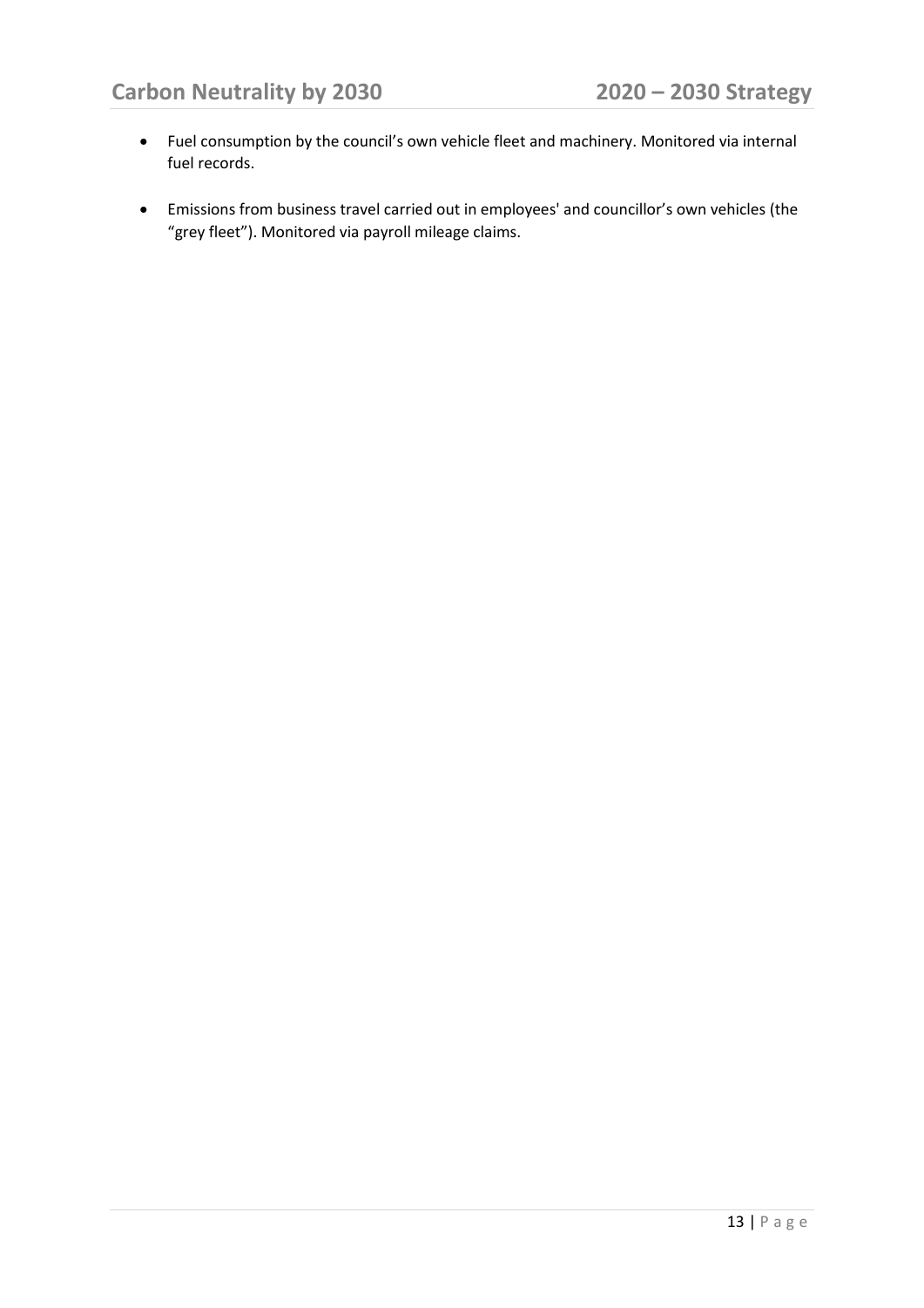- Fuel consumption by the council's own vehicle fleet and machinery. Monitored via internal fuel records.

- Emissions from business travel carried out in employees' and councillor's own vehicles (the "grey fleet"). Monitored via payroll mileage claims.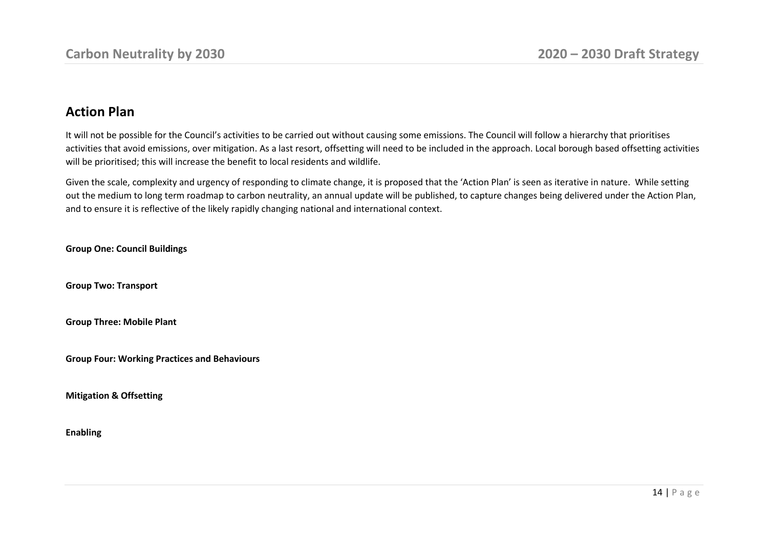## Action Plan

It will not be possible for the Council's activities to be carried out without causing some emissions. The Council will follow a hierarchy that prioritises activities that avoid emissions, over mitigation. As a last resort, offsetting will need to be included in the approach. Local borough based offsetting activities will be prioritised; this will increase the benefit to local residents and wildlife.

Given the scale, complexity and urgency of responding to climate change, it is proposed that the 'Action Plan' is seen as iterative in nature. While setting out the medium to long term roadmap to carbon neutrality, an annual update will be published, to capture changes being delivered under the Action Plan, and to ensure it is reflective of the likely rapidly changing national and international context.

**Group One: Council Buildings**

**Group Two: Transport**

**Group Three: Mobile Plant**

**Group Four: Working Practices and Behaviours**

**Mitigation & Offsetting**

**Enabling**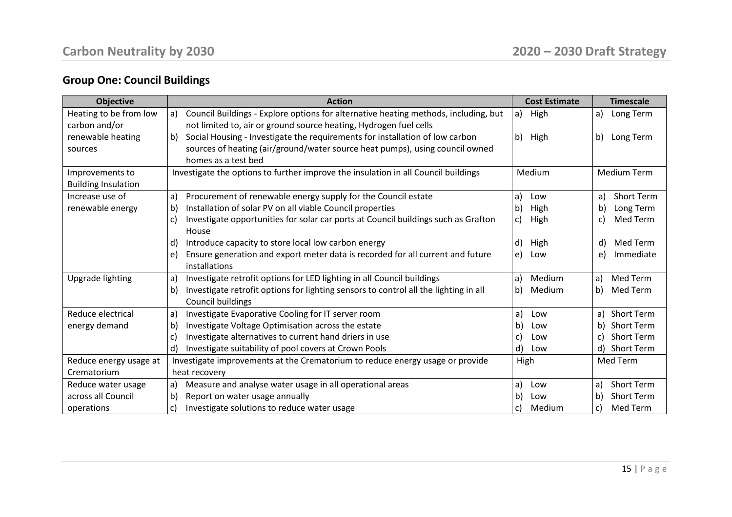## Group One: Council Buildings

| Objective | Action | Cost Estimate | Timescale |
|---|---|---|---|
| Heating to be from low carbon and/or renewable heating sources | a) Council Buildings - Explore options for alternative heating methods, including, but not limited to, air or ground source heating, Hydrogen fuel cells<br>b) Social Housing - Investigate the requirements for installation of low carbon sources of heating (air/ground/water source heat pumps), using council owned homes as a test bed | a) High<br>b) High | a) Long Term<br>b) Long Term |
| Improvements to Building Insulation | Investigate the options to further improve the insulation in all Council buildings | Medium | Medium Term |
| Increase use of renewable energy | a) Procurement of renewable energy supply for the Council estate<br>b) Installation of solar PV on all viable Council properties<br>c) Investigate opportunities for solar car ports at Council buildings such as Grafton House<br>d) Introduce capacity to store local low carbon energy<br>e) Ensure generation and export meter data is recorded for all current and future installations | a) Low<br>b) High<br>c) High<br>d) High<br>e) Low | a) Short Term<br>b) Long Term<br>c) Med Term<br>d) Med Term<br>e) Immediate |
| Upgrade lighting | a) Investigate retrofit options for LED lighting in all Council buildings<br>b) Investigate retrofit options for lighting sensors to control all the lighting in all Council buildings | a) Medium<br>b) Medium | a) Med Term<br>b) Med Term |
| Reduce electrical energy demand | a) Investigate Evaporative Cooling for IT server room<br>b) Investigate Voltage Optimisation across the estate<br>c) Investigate alternatives to current hand driers in use<br>d) Investigate suitability of pool covers at Crown Pools | a) Low<br>b) Low<br>c) Low<br>d) Low | a) Short Term<br>b) Short Term<br>c) Short Term<br>d) Short Term |
| Reduce energy usage at Crematorium | Investigate improvements at the Crematorium to reduce energy usage or provide heat recovery | High | Med Term |
| Reduce water usage across all Council operations | a) Measure and analyse water usage in all operational areas<br>b) Report on water usage annually<br>c) Investigate solutions to reduce water usage | a) Low<br>b) Low<br>c) Medium | a) Short Term<br>b) Short Term<br>c) Med Term |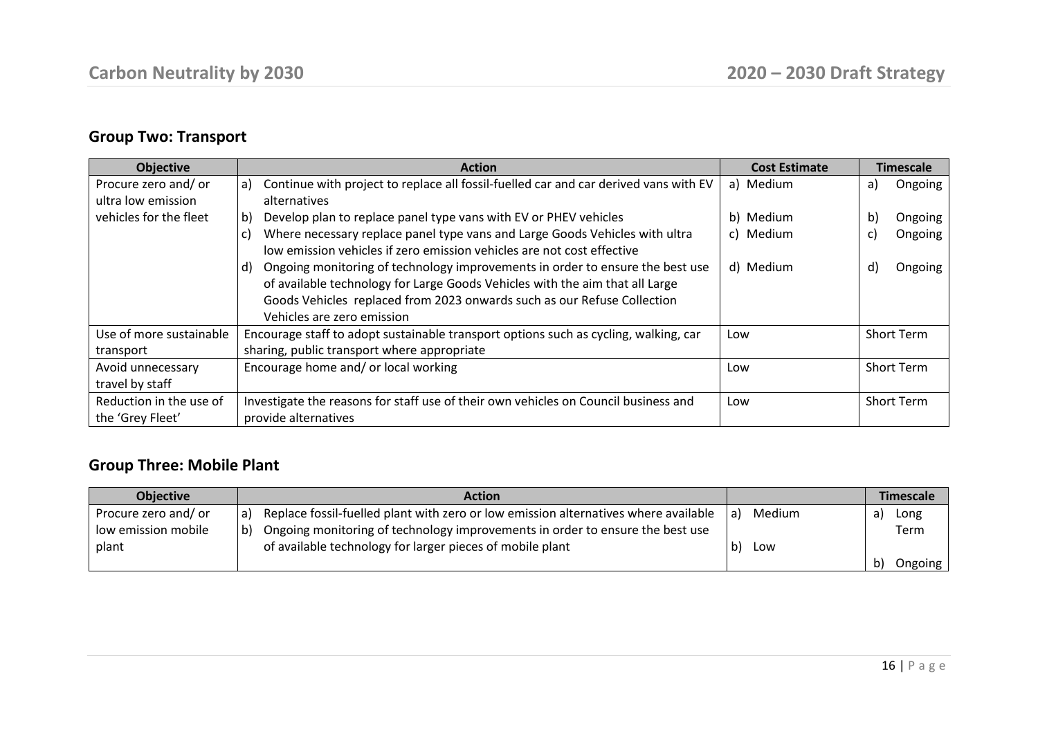## Group Two: Transport

| Objective | Action | Cost Estimate | Timescale |
|---|---|---|---|
| Procure zero and/ or ultra low emission vehicles for the fleet | a) Continue with project to replace all fossil-fuelled car and car derived vans with EV alternatives<br>b) Develop plan to replace panel type vans with EV or PHEV vehicles<br>c) Where necessary replace panel type vans and Large Goods Vehicles with ultra low emission vehicles if zero emission vehicles are not cost effective<br>d) Ongoing monitoring of technology improvements in order to ensure the best use of available technology for Large Goods Vehicles with the aim that all Large Goods Vehicles replaced from 2023 onwards such as our Refuse Collection Vehicles are zero emission | a) Medium<br>b) Medium<br>c) Medium<br>d) Medium | a) Ongoing<br>b) Ongoing<br>c) Ongoing<br>d) Ongoing |
| Use of more sustainable transport | Encourage staff to adopt sustainable transport options such as cycling, walking, car sharing, public transport where appropriate | Low | Short Term |
| Avoid unnecessary travel by staff | Encourage home and/ or local working | Low | Short Term |
| Reduction in the use of the 'Grey Fleet' | Investigate the reasons for staff use of their own vehicles on Council business and provide alternatives | Low | Short Term |

## Group Three: Mobile Plant

| Objective | Action | | Timescale |
|---|---|---|---|
| Procure zero and/ or low emission mobile plant | a) Replace fossil-fuelled plant with zero or low emission alternatives where available<br>b) Ongoing monitoring of technology improvements in order to ensure the best use of available technology for larger pieces of mobile plant | a) Medium<br>b) Low | a) Long Term<br>b) Ongoing |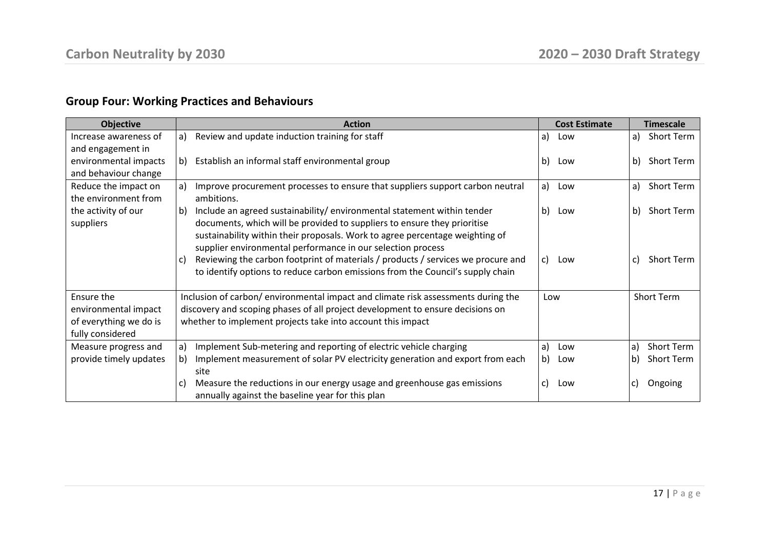## Group Four: Working Practices and Behaviours

| Objective | Action | Cost Estimate | Timescale |
|---|---|---|---|
| Increase awareness of and engagement in environmental impacts and behaviour change | a) Review and update induction training for staff<br>b) Establish an informal staff environmental group | a) Low<br>b) Low | a) Short Term<br>b) Short Term |
| Reduce the impact on the environment from the activity of our suppliers | a) Improve procurement processes to ensure that suppliers support carbon neutral ambitions.<br>b) Include an agreed sustainability/ environmental statement within tender documents, which will be provided to suppliers to ensure they prioritise sustainability within their proposals. Work to agree percentage weighting of supplier environmental performance in our selection process<br>c) Reviewing the carbon footprint of materials / products / services we procure and to identify options to reduce carbon emissions from the Council's supply chain | a) Low<br>b) Low<br>c) Low | a) Short Term<br>b) Short Term<br>c) Short Term |
| Ensure the environmental impact of everything we do is fully considered | Inclusion of carbon/ environmental impact and climate risk assessments during the discovery and scoping phases of all project development to ensure decisions on whether to implement projects take into account this impact | Low | Short Term |
| Measure progress and provide timely updates | a) Implement Sub-metering and reporting of electric vehicle charging<br>b) Implement measurement of solar PV electricity generation and export from each site<br>c) Measure the reductions in our energy usage and greenhouse gas emissions annually against the baseline year for this plan | a) Low<br>b) Low<br>c) Low | a) Short Term<br>b) Short Term<br>c) Ongoing |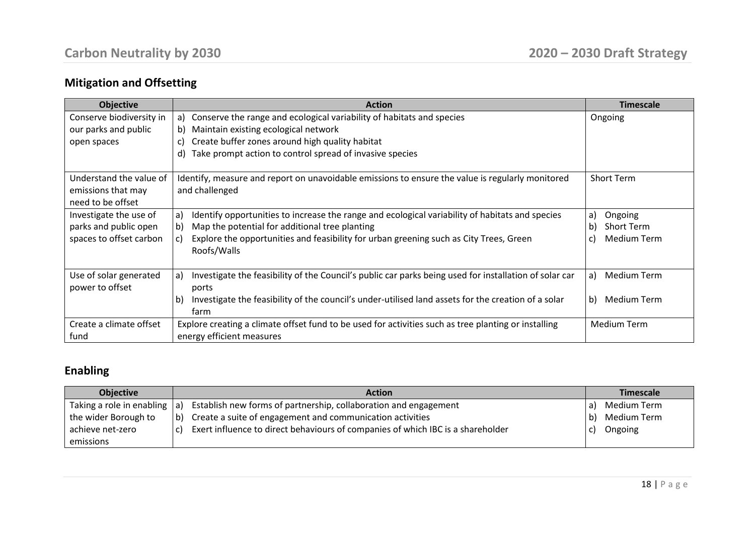## Mitigation and Offsetting

| Objective | Action | Timescale |
|---|---|---|
| Conserve biodiversity in our parks and public open spaces | a) Conserve the range and ecological variability of habitats and species<br>b) Maintain existing ecological network<br>c) Create buffer zones around high quality habitat<br>d) Take prompt action to control spread of invasive species | Ongoing |
| Understand the value of emissions that may need to be offset | Identify, measure and report on unavoidable emissions to ensure the value is regularly monitored and challenged | Short Term |
| Investigate the use of parks and public open spaces to offset carbon | a) Identify opportunities to increase the range and ecological variability of habitats and species<br>b) Map the potential for additional tree planting<br>c) Explore the opportunities and feasibility for urban greening such as City Trees, Green Roofs/Walls | a) Ongoing<br>b) Short Term<br>c) Medium Term |
| Use of solar generated power to offset | a) Investigate the feasibility of the Council's public car parks being used for installation of solar car ports<br>b) Investigate the feasibility of the council's under-utilised land assets for the creation of a solar farm | a) Medium Term<br>b) Medium Term |
| Create a climate offset fund | Explore creating a climate offset fund to be used for activities such as tree planting or installing energy efficient measures | Medium Term |

## Enabling

| Objective | Action | Timescale |
|---|---|---|
| Taking a role in enabling the wider Borough to achieve net-zero emissions | a) Establish new forms of partnership, collaboration and engagement<br>b) Create a suite of engagement and communication activities<br>c) Exert influence to direct behaviours of companies of which IBC is a shareholder | a) Medium Term<br>b) Medium Term<br>c) Ongoing |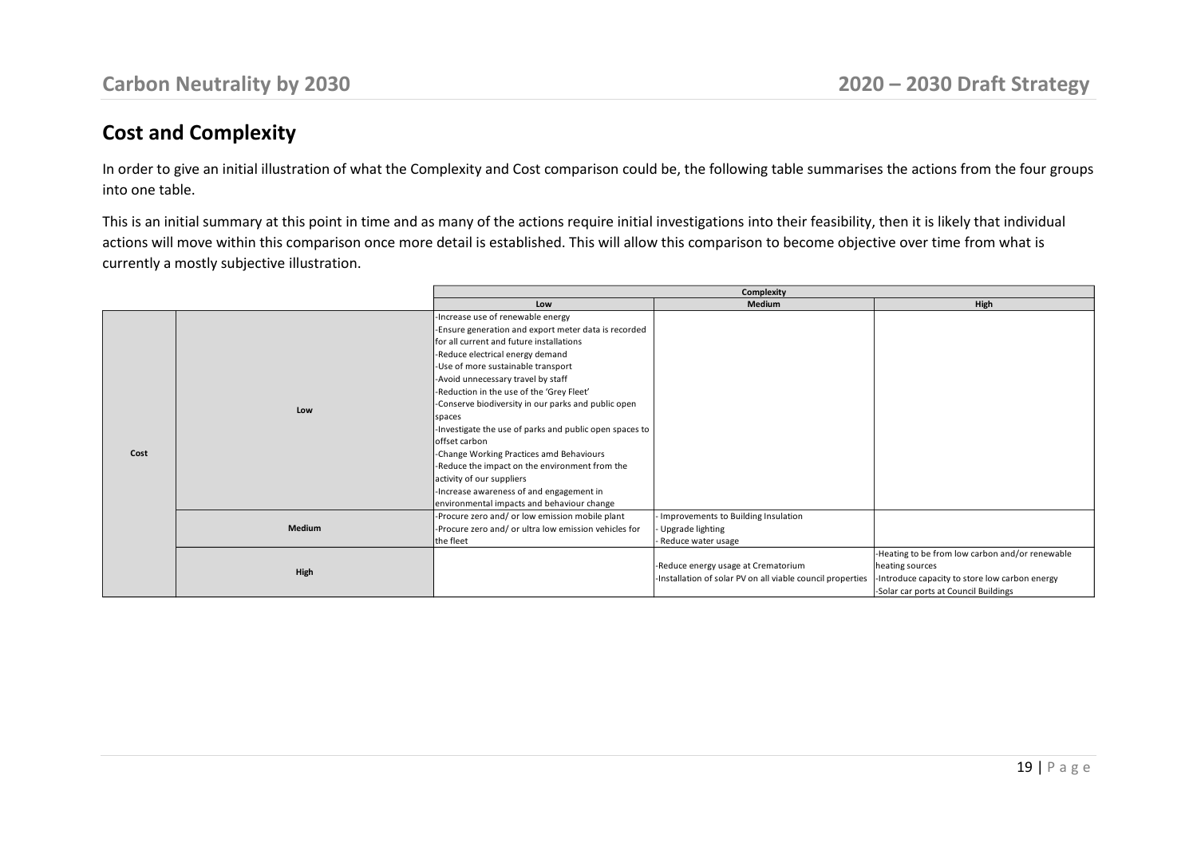## Cost and Complexity

In order to give an initial illustration of what the Complexity and Cost comparison could be, the following table summarises the actions from the four groups into one table.

This is an initial summary at this point in time and as many of the actions require initial investigations into their feasibility, then it is likely that individual actions will move within this comparison once more detail is established. This will allow this comparison to become objective over time from what is currently a mostly subjective illustration.

| | | Complexity | | |
|---|---|---|---|---|
| | | **Low** | **Medium** | **High** |
| **Cost** | **Low** | -Increase use of renewable energy<br>-Ensure generation and export meter data is recorded for all current and future installations<br>-Reduce electrical energy demand<br>-Use of more sustainable transport<br>-Avoid unnecessary travel by staff<br>-Reduction in the use of the 'Grey Fleet'<br>-Conserve biodiversity in our parks and public open spaces<br>-Investigate the use of parks and public open spaces to offset carbon<br>-Change Working Practices amd Behaviours<br>-Reduce the impact on the environment from the activity of our suppliers<br>-Increase awareness of and engagement in environmental impacts and behaviour change | | |
| | **Medium** | -Procure zero and/ or low emission mobile plant<br>-Procure zero and/ or ultra low emission vehicles for the fleet | - Improvements to Building Insulation<br>- Upgrade lighting<br>- Reduce water usage | |
| | **High** | | -Reduce energy usage at Crematorium<br>-Installation of solar PV on all viable council properties | -Heating to be from low carbon and/or renewable heating sources<br>-Introduce capacity to store low carbon energy<br>-Solar car ports at Council Buildings |